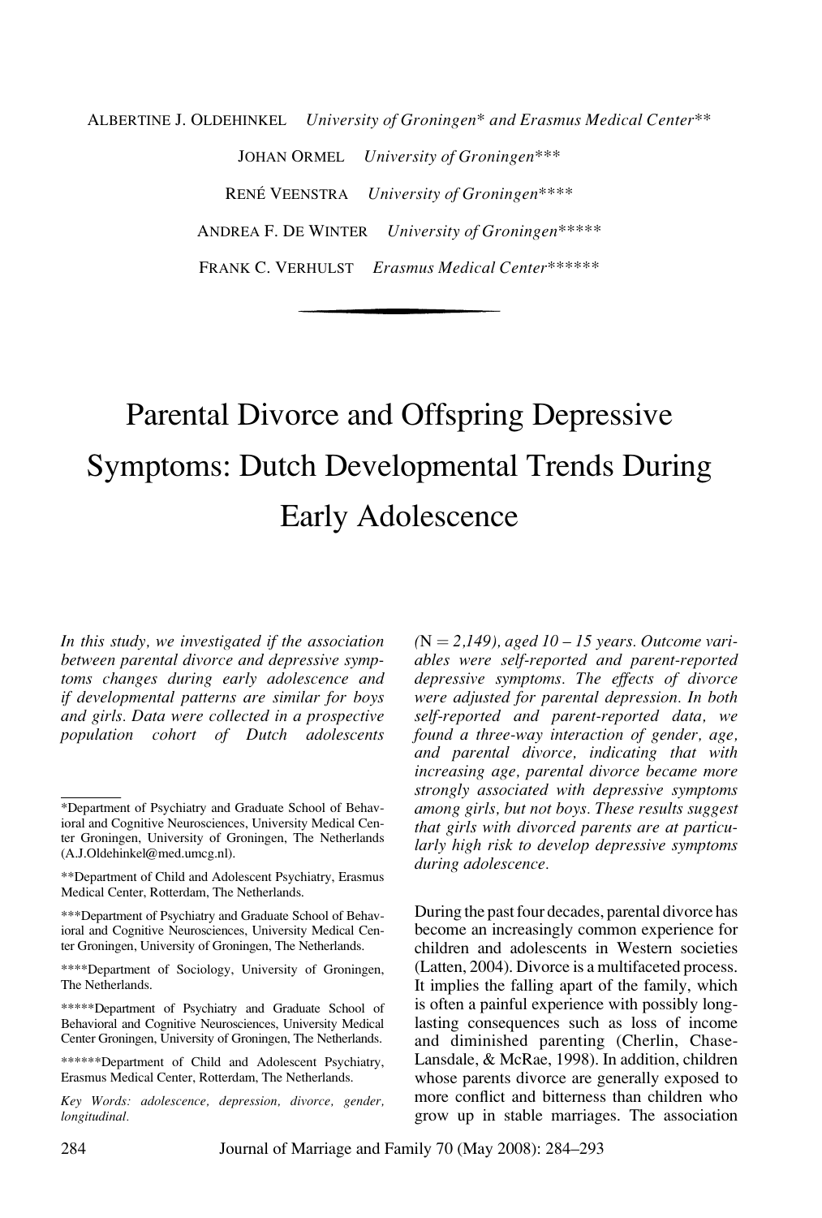Albertine J. Oldehinkel *University of Groningen\* and Erasmus Medical Center\*\**

Johan Ormel *University of Groningen\*\*\**

René Veenstra *University of Groningen\*\*\*\**

Andrea F. De Winter *University of Groningen\*\*\*\*\**

Frank C. Verhulst *Erasmus Medical Center\*\*\*\*\*\**

# Parental Divorce and Offspring Depressive Symptoms: Dutch Developmental Trends During Early Adolescence

*In this study, we investigated if the association between parental divorce and depressive symptoms changes during early adolescence and if developmental patterns are similar for boys and girls. Data were collected in a prospective population cohort of Dutch adolescents (*N *= 2,149), aged 10 – 15 years. Outcome variables were self-reported and parent-reported depressive symptoms. The effects of divorce were adjusted for parental depression. In both self-reported and parent-reported data, we found a three-way interaction of gender, age, and parental divorce, indicating that with increasing age, parental divorce became more strongly associated with depressive symptoms among girls, but not boys. These results suggest that girls with divorced parents are at particularly high risk to develop depressive symptoms during adolescence.*

During the past four decades, parental divorce has become an increasingly common experience for children and adolescents in Western societies (Latten, 2004). Divorce is a multifaceted process. It implies the falling apart of the family, which is often a painful experience with possibly long-lasting consequences such as loss of income and diminished parenting (Cherlin, Chase-Lansdale, & McRae, 1998). In addition, children whose parents divorce are generally exposed to more conflict and bitterness than children who grow up in stable marriages. The association

---

\*Department of Psychiatry and Graduate School of Behavioral and Cognitive Neurosciences, University Medical Center Groningen, University of Groningen, The Netherlands (A.J.Oldehinkel@med.umcg.nl).

\*\*Department of Child and Adolescent Psychiatry, Erasmus Medical Center, Rotterdam, The Netherlands.

\*\*\*Department of Psychiatry and Graduate School of Behavioral and Cognitive Neurosciences, University Medical Center Groningen, University of Groningen, The Netherlands.

\*\*\*\*Department of Sociology, University of Groningen, The Netherlands.

\*\*\*\*\*Department of Psychiatry and Graduate School of Behavioral and Cognitive Neurosciences, University Medical Center Groningen, University of Groningen, The Netherlands.

\*\*\*\*\*\*Department of Child and Adolescent Psychiatry, Erasmus Medical Center, Rotterdam, The Netherlands.

*Key Words: adolescence, depression, divorce, gender, longitudinal.*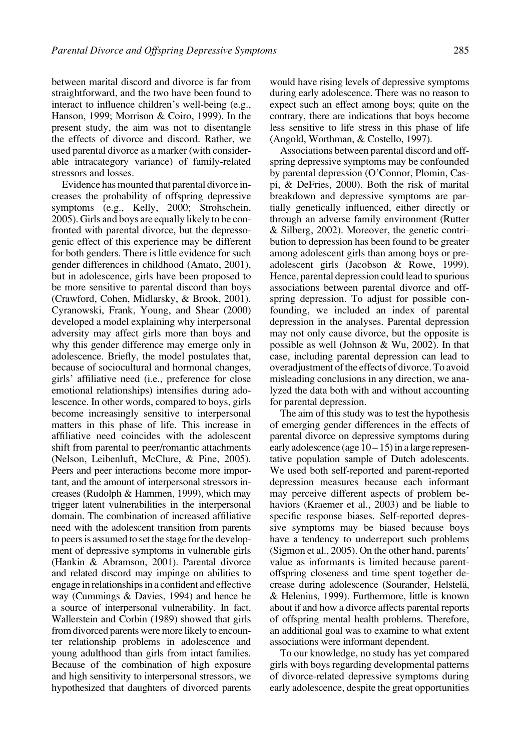between marital discord and divorce is far from straightforward, and the two have been found to interact to influence children's well-being (e.g., Hanson, 1999; Morrison & Coiro, 1999). In the present study, the aim was not to disentangle the effects of divorce and discord. Rather, we used parental divorce as a marker (with considerable intracategory variance) of family-related stressors and losses.

Evidence has mounted that parental divorce increases the probability of offspring depressive symptoms (e.g., Kelly, 2000; Strohschein, 2005). Girls and boys are equally likely to be confronted with parental divorce, but the depressogenic effect of this experience may be different for both genders. There is little evidence for such gender differences in childhood (Amato, 2001), but in adolescence, girls have been proposed to be more sensitive to parental discord than boys (Crawford, Cohen, Midlarsky, & Brook, 2001). Cyranowski, Frank, Young, and Shear (2000) developed a model explaining why interpersonal adversity may affect girls more than boys and why this gender difference may emerge only in adolescence. Briefly, the model postulates that, because of sociocultural and hormonal changes, girls' affiliative need (i.e., preference for close emotional relationships) intensifies during adolescence. In other words, compared to boys, girls become increasingly sensitive to interpersonal matters in this phase of life. This increase in affiliative need coincides with the adolescent shift from parental to peer/romantic attachments (Nelson, Leibenluft, McClure, & Pine, 2005). Peers and peer interactions become more important, and the amount of interpersonal stressors increases (Rudolph & Hammen, 1999), which may trigger latent vulnerabilities in the interpersonal domain. The combination of increased affiliative need with the adolescent transition from parents to peers is assumed to set the stage for the development of depressive symptoms in vulnerable girls (Hankin & Abramson, 2001). Parental divorce and related discord may impinge on abilities to engage in relationships in a confident and effective way (Cummings & Davies, 1994) and hence be a source of interpersonal vulnerability. In fact, Wallerstein and Corbin (1989) showed that girls from divorced parents were more likely to encounter relationship problems in adolescence and young adulthood than girls from intact families. Because of the combination of high exposure and high sensitivity to interpersonal stressors, we hypothesized that daughters of divorced parents would have rising levels of depressive symptoms during early adolescence. There was no reason to expect such an effect among boys; quite on the contrary, there are indications that boys become less sensitive to life stress in this phase of life (Angold, Worthman, & Costello, 1997).

Associations between parental discord and offspring depressive symptoms may be confounded by parental depression (O'Connor, Plomin, Caspi, & DeFries, 2000). Both the risk of marital breakdown and depressive symptoms are partially genetically influenced, either directly or through an adverse family environment (Rutter & Silberg, 2002). Moreover, the genetic contribution to depression has been found to be greater among adolescent girls than among boys or preadolescent girls (Jacobson & Rowe, 1999). Hence, parental depression could lead to spurious associations between parental divorce and offspring depression. To adjust for possible confounding, we included an index of parental depression in the analyses. Parental depression may not only cause divorce, but the opposite is possible as well (Johnson & Wu, 2002). In that case, including parental depression can lead to overadjustment of the effects of divorce. To avoid misleading conclusions in any direction, we analyzed the data both with and without accounting for parental depression.

The aim of this study was to test the hypothesis of emerging gender differences in the effects of parental divorce on depressive symptoms during early adolescence (age 10–15) in a large representative population sample of Dutch adolescents. We used both self-reported and parent-reported depression measures because each informant may perceive different aspects of problem behaviors (Kraemer et al., 2003) and be liable to specific response biases. Self-reported depressive symptoms may be biased because boys have a tendency to underreport such problems (Sigmon et al., 2005). On the other hand, parents' value as informants is limited because parent-offspring closeness and time spent together decrease during adolescence (Sourander, Helstelä, & Helenius, 1999). Furthermore, little is known about if and how a divorce affects parental reports of offspring mental health problems. Therefore, an additional goal was to examine to what extent associations were informant dependent.

To our knowledge, no study has yet compared girls with boys regarding developmental patterns of divorce-related depressive symptoms during early adolescence, despite the great opportunities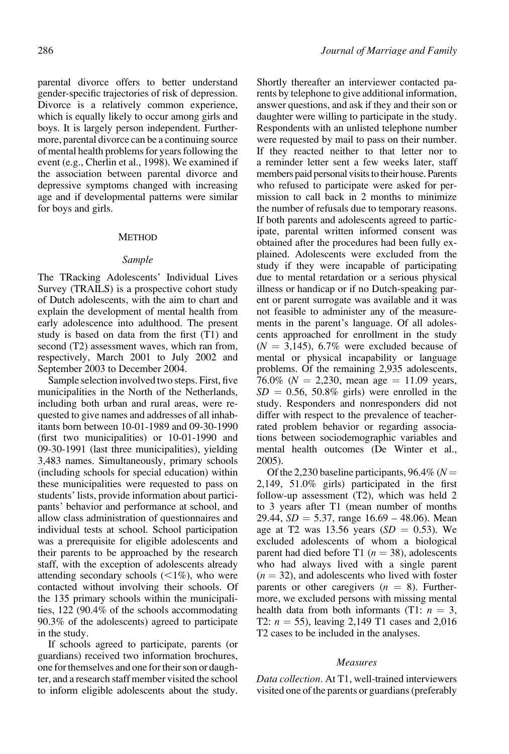parental divorce offers to better understand gender-specific trajectories of risk of depression. Divorce is a relatively common experience, which is equally likely to occur among girls and boys. It is largely person independent. Furthermore, parental divorce can be a continuing source of mental health problems for years following the event (e.g., Cherlin et al., 1998). We examined if the association between parental divorce and depressive symptoms changed with increasing age and if developmental patterns were similar for boys and girls.

## METHOD

### Sample

The TRacking Adolescents' Individual Lives Survey (TRAILS) is a prospective cohort study of Dutch adolescents, with the aim to chart and explain the development of mental health from early adolescence into adulthood. The present study is based on data from the first (T1) and second (T2) assessment waves, which ran from, respectively, March 2001 to July 2002 and September 2003 to December 2004.

Sample selection involved two steps. First, five municipalities in the North of the Netherlands, including both urban and rural areas, were requested to give names and addresses of all inhabitants born between 10-01-1989 and 09-30-1990 (first two municipalities) or 10-01-1990 and 09-30-1991 (last three municipalities), yielding 3,483 names. Simultaneously, primary schools (including schools for special education) within these municipalities were requested to pass on students' lists, provide information about participants' behavior and performance at school, and allow class administration of questionnaires and individual tests at school. School participation was a prerequisite for eligible adolescents and their parents to be approached by the research staff, with the exception of adolescents already attending secondary schools (<1%), who were contacted without involving their schools. Of the 135 primary schools within the municipalities, 122 (90.4% of the schools accommodating 90.3% of the adolescents) agreed to participate in the study.

If schools agreed to participate, parents (or guardians) received two information brochures, one for themselves and one for their son or daughter, and a research staff member visited the school to inform eligible adolescents about the study. Shortly thereafter an interviewer contacted parents by telephone to give additional information, answer questions, and ask if they and their son or daughter were willing to participate in the study. Respondents with an unlisted telephone number were requested by mail to pass on their number. If they reacted neither to that letter nor to a reminder letter sent a few weeks later, staff members paid personal visits to their house. Parents who refused to participate were asked for permission to call back in 2 months to minimize the number of refusals due to temporary reasons. If both parents and adolescents agreed to participate, parental written informed consent was obtained after the procedures had been fully explained. Adolescents were excluded from the study if they were incapable of participating due to mental retardation or a serious physical illness or handicap or if no Dutch-speaking parent or parent surrogate was available and it was not feasible to administer any of the measurements in the parent's language. Of all adolescents approached for enrollment in the study ($N = 3{,}145$), 6.7% were excluded because of mental or physical incapability or language problems. Of the remaining 2,935 adolescents, 76.0% ($N = 2{,}230$, mean age = 11.09 years, $SD = 0.56$, 50.8% girls) were enrolled in the study. Responders and nonresponders did not differ with respect to the prevalence of teacher-rated problem behavior or regarding associations between sociodemographic variables and mental health outcomes (De Winter et al., 2005).

Of the 2,230 baseline participants, 96.4% ($N = 2{,}149$, 51.0% girls) participated in the first follow-up assessment (T2), which was held 2 to 3 years after T1 (mean number of months 29.44, $SD = 5.37$, range 16.69 – 48.06). Mean age at T2 was 13.56 years ($SD = 0.53$). We excluded adolescents of whom a biological parent had died before T1 ($n = 38$), adolescents who had always lived with a single parent ($n = 32$), and adolescents who lived with foster parents or other caregivers ($n = 8$). Furthermore, we excluded persons with missing mental health data from both informants (T1: $n = 3$, T2: $n = 55$), leaving 2,149 T1 cases and 2,016 T2 cases to be included in the analyses.

### Measures

*Data collection.* At T1, well-trained interviewers visited one of the parents or guardians (preferably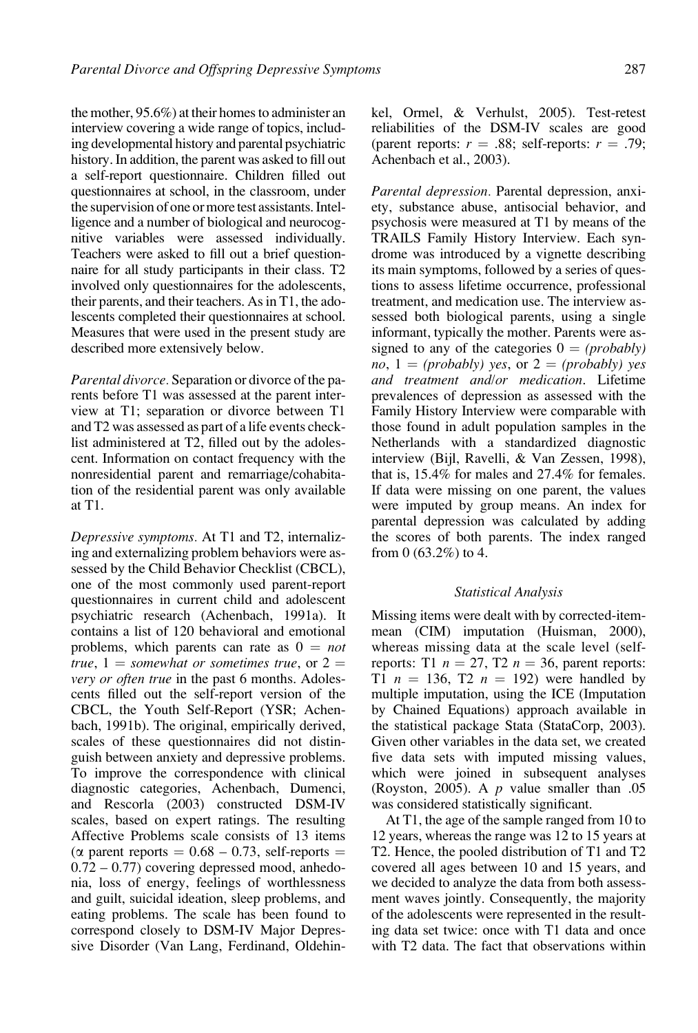the mother, 95.6%) at their homes to administer an interview covering a wide range of topics, including developmental history and parental psychiatric history. In addition, the parent was asked to fill out a self-report questionnaire. Children filled out questionnaires at school, in the classroom, under the supervision of one or more test assistants. Intelligence and a number of biological and neurocognitive variables were assessed individually. Teachers were asked to fill out a brief questionnaire for all study participants in their class. T2 involved only questionnaires for the adolescents, their parents, and their teachers. As in T1, the adolescents completed their questionnaires at school. Measures that were used in the present study are described more extensively below.

*Parental divorce.* Separation or divorce of the parents before T1 was assessed at the parent interview at T1; separation or divorce between T1 and T2 was assessed as part of a life events checklist administered at T2, filled out by the adolescent. Information on contact frequency with the nonresidential parent and remarriage/cohabitation of the residential parent was only available at T1.

*Depressive symptoms.* At T1 and T2, internalizing and externalizing problem behaviors were assessed by the Child Behavior Checklist (CBCL), one of the most commonly used parent-report questionnaires in current child and adolescent psychiatric research (Achenbach, 1991a). It contains a list of 120 behavioral and emotional problems, which parents can rate as $0 =$ *not true*, $1 =$ *somewhat or sometimes true*, or $2 =$ *very or often true* in the past 6 months. Adolescents filled out the self-report version of the CBCL, the Youth Self-Report (YSR; Achenbach, 1991b). The original, empirically derived, scales of these questionnaires did not distinguish between anxiety and depressive problems. To improve the correspondence with clinical diagnostic categories, Achenbach, Dumenci, and Rescorla (2003) constructed DSM-IV scales, based on expert ratings. The resulting Affective Problems scale consists of 13 items ($\alpha$ parent reports $= 0.68 - 0.73$, self-reports $= 0.72 - 0.77$) covering depressed mood, anhedonia, loss of energy, feelings of worthlessness and guilt, suicidal ideation, sleep problems, and eating problems. The scale has been found to correspond closely to DSM-IV Major Depressive Disorder (Van Lang, Ferdinand, Oldehinkel, Ormel, & Verhulst, 2005). Test-retest reliabilities of the DSM-IV scales are good (parent reports: $r = .88$; self-reports: $r = .79$; Achenbach et al., 2003).

*Parental depression.* Parental depression, anxiety, substance abuse, antisocial behavior, and psychosis were measured at T1 by means of the TRAILS Family History Interview. Each syndrome was introduced by a vignette describing its main symptoms, followed by a series of questions to assess lifetime occurrence, professional treatment, and medication use. The interview assessed both biological parents, using a single informant, typically the mother. Parents were assigned to any of the categories $0 =$ *(probably) no*, $1 =$ *(probably) yes*, or $2 =$ *(probably) yes and treatment and/or medication*. Lifetime prevalences of depression as assessed with the Family History Interview were comparable with those found in adult population samples in the Netherlands with a standardized diagnostic interview (Bijl, Ravelli, & Van Zessen, 1998), that is, 15.4% for males and 27.4% for females. If data were missing on one parent, the values were imputed by group means. An index for parental depression was calculated by adding the scores of both parents. The index ranged from 0 (63.2%) to 4.

### Statistical Analysis

Missing items were dealt with by corrected-item-mean (CIM) imputation (Huisman, 2000), whereas missing data at the scale level (self-reports: T1 $n = 27$, T2 $n = 36$, parent reports: T1 $n = 136$, T2 $n = 192$) were handled by multiple imputation, using the ICE (Imputation by Chained Equations) approach available in the statistical package Stata (StataCorp, 2003). Given other variables in the data set, we created five data sets with imputed missing values, which were joined in subsequent analyses (Royston, 2005). A $p$ value smaller than .05 was considered statistically significant.

At T1, the age of the sample ranged from 10 to 12 years, whereas the range was 12 to 15 years at T2. Hence, the pooled distribution of T1 and T2 covered all ages between 10 and 15 years, and we decided to analyze the data from both assessment waves jointly. Consequently, the majority of the adolescents were represented in the resulting data set twice: once with T1 data and once with T2 data. The fact that observations within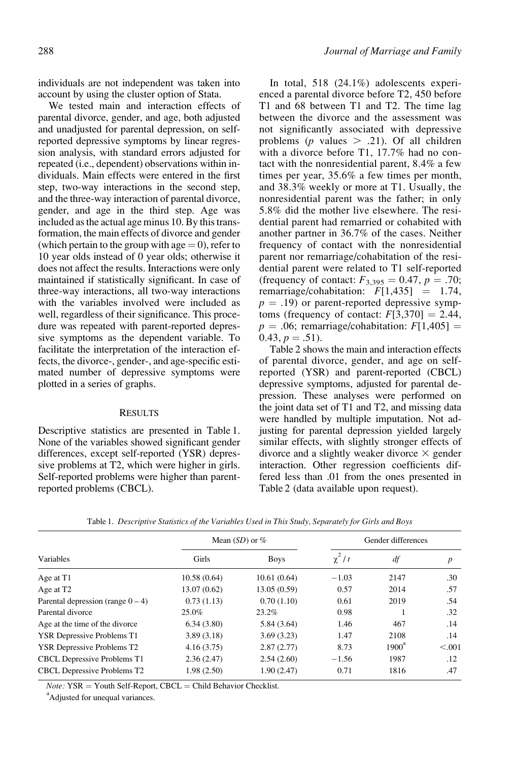individuals are not independent was taken into account by using the cluster option of Stata.

We tested main and interaction effects of parental divorce, gender, and age, both adjusted and unadjusted for parental depression, on self-reported depressive symptoms by linear regression analysis, with standard errors adjusted for repeated (i.e., dependent) observations within individuals. Main effects were entered in the first step, two-way interactions in the second step, and the three-way interaction of parental divorce, gender, and age in the third step. Age was included as the actual age minus 10. By this transformation, the main effects of divorce and gender (which pertain to the group with age = 0), refer to 10 year olds instead of 0 year olds; otherwise it does not affect the results. Interactions were only maintained if statistically significant. In case of three-way interactions, all two-way interactions with the variables involved were included as well, regardless of their significance. This procedure was repeated with parent-reported depressive symptoms as the dependent variable. To facilitate the interpretation of the interaction effects, the divorce-, gender-, and age-specific estimated number of depressive symptoms were plotted in a series of graphs.

## Results

Descriptive statistics are presented in Table 1. None of the variables showed significant gender differences, except self-reported (YSR) depressive problems at T2, which were higher in girls. Self-reported problems were higher than parent-reported problems (CBCL).

In total, 518 (24.1%) adolescents experienced a parental divorce before T2, 450 before T1 and 68 between T1 and T2. The time lag between the divorce and the assessment was not significantly associated with depressive problems ($p$ values $> .21$). Of all children with a divorce before T1, 17.7% had no contact with the nonresidential parent, 8.4% a few times per year, 35.6% a few times per month, and 38.3% weekly or more at T1. Usually, the nonresidential parent was the father; in only 5.8% did the mother live elsewhere. The residential parent had remarried or cohabited with another partner in 36.7% of the cases. Neither frequency of contact with the nonresidential parent nor remarriage/cohabitation of the residential parent were related to T1 self-reported (frequency of contact: $F_{3,395} = 0.47$, $p = .70$; remarriage/cohabitation: $F[1,435] = 1.74$, $p = .19$) or parent-reported depressive symptoms (frequency of contact: $F[3,370] = 2.44$, $p = .06$; remarriage/cohabitation: $F[1,405] = 0.43$, $p = .51$).

Table 2 shows the main and interaction effects of parental divorce, gender, and age on self-reported (YSR) and parent-reported (CBCL) depressive symptoms, adjusted for parental depression. These analyses were performed on the joint data set of T1 and T2, and missing data were handled by multiple imputation. Not adjusting for parental depression yielded largely similar effects, with slightly stronger effects of divorce and a slightly weaker divorce × gender interaction. Other regression coefficients differed less than .01 from the ones presented in Table 2 (data available upon request).

Table 1. *Descriptive Statistics of the Variables Used in This Study, Separately for Girls and Boys*

| Variables | Mean (*SD*) or % | | Gender differences | | |
|---|---|---|---|---|---|
| | Girls | Boys | $\chi^2 / t$ | *df* | *p* |
| Age at T1 | 10.58 (0.64) | 10.61 (0.64) | −1.03 | 2147 | .30 |
| Age at T2 | 13.07 (0.62) | 13.05 (0.59) | 0.57 | 2014 | .57 |
| Parental depression (range 0 – 4) | 0.73 (1.13) | 0.70 (1.10) | 0.61 | 2019 | .54 |
| Parental divorce | 25.0% | 23.2% | 0.98 | 1 | .32 |
| Age at the time of the divorce | 6.34 (3.80) | 5.84 (3.64) | 1.46 | 467 | .14 |
| YSR Depressive Problems T1 | 3.89 (3.18) | 3.69 (3.23) | 1.47 | 2108 | .14 |
| YSR Depressive Problems T2 | 4.16 (3.75) | 2.87 (2.77) | 8.73 | 1900[a] | <.001 |
| CBCL Depressive Problems T1 | 2.36 (2.47) | 2.54 (2.60) | −1.56 | 1987 | .12 |
| CBCL Depressive Problems T2 | 1.98 (2.50) | 1.90 (2.47) | 0.71 | 1816 | .47 |

*Note:* YSR = Youth Self-Report, CBCL = Child Behavior Checklist.

[a]Adjusted for unequal variances.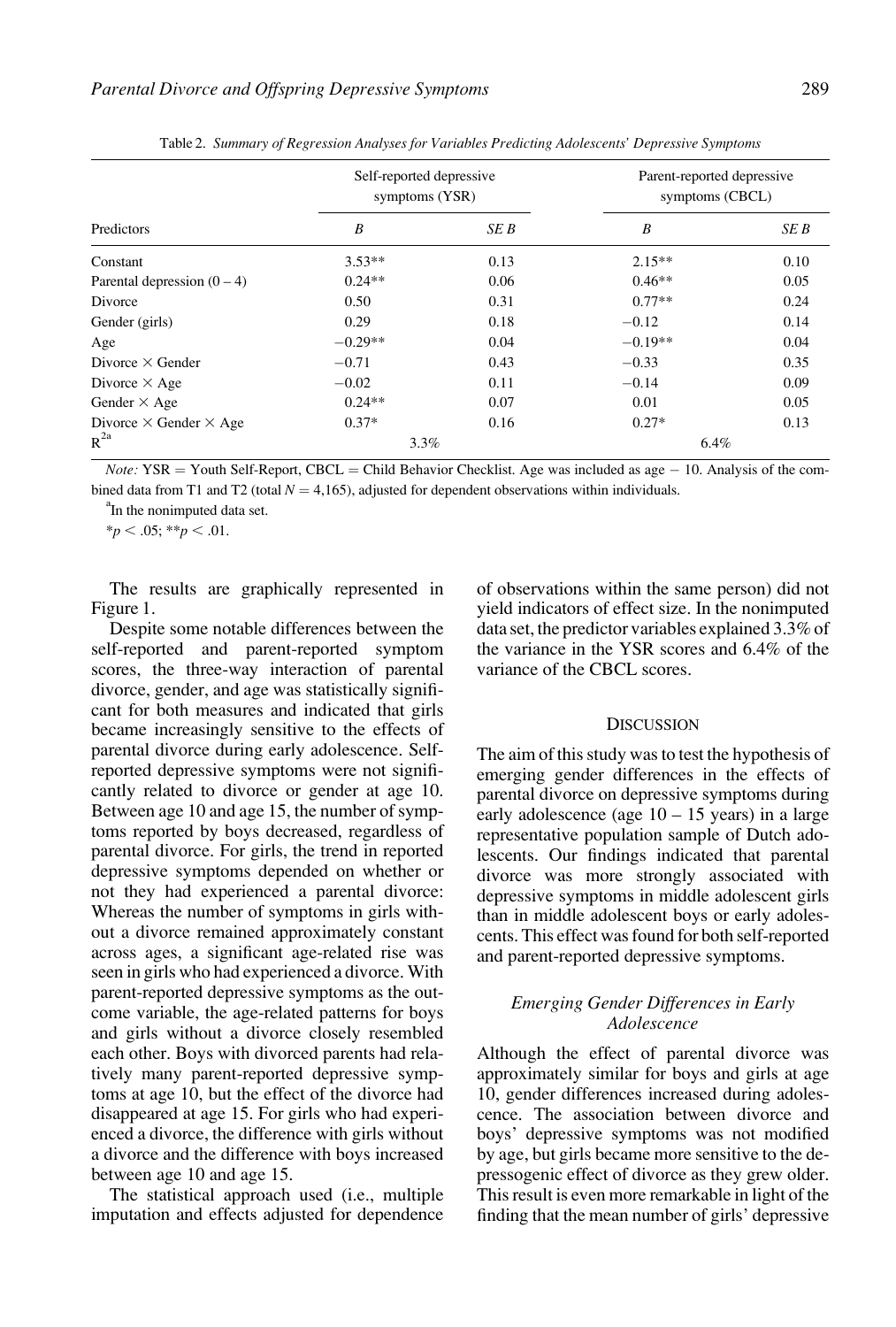Table 2. *Summary of Regression Analyses for Variables Predicting Adolescents' Depressive Symptoms*

| Predictors | Self-reported depressive symptoms (YSR) | | Parent-reported depressive symptoms (CBCL) | |
|---|---|---|---|---|
| | *B* | *SE B* | *B* | *SE B* |
| Constant | 3.53** | 0.13 | 2.15** | 0.10 |
| Parental depression (0 – 4) | 0.24** | 0.06 | 0.46** | 0.05 |
| Divorce | 0.50 | 0.31 | 0.77** | 0.24 |
| Gender (girls) | 0.29 | 0.18 | −0.12 | 0.14 |
| Age | −0.29** | 0.04 | −0.19** | 0.04 |
| Divorce × Gender | −0.71 | 0.43 | −0.33 | 0.35 |
| Divorce × Age | −0.02 | 0.11 | −0.14 | 0.09 |
| Gender × Age | 0.24** | 0.07 | 0.01 | 0.05 |
| Divorce × Gender × Age | 0.37* | 0.16 | 0.27* | 0.13 |
| $R^{2}$ [a] | 3.3% | | 6.4% | |

*Note:* YSR = Youth Self-Report, CBCL = Child Behavior Checklist. Age was included as age − 10. Analysis of the combined data from T1 and T2 (total $N = 4{,}165$), adjusted for dependent observations within individuals.

[a] In the nonimputed data set.

$^{*}p < .05$; $^{**}p < .01$.

The results are graphically represented in Figure 1.

Despite some notable differences between the self-reported and parent-reported symptom scores, the three-way interaction of parental divorce, gender, and age was statistically significant for both measures and indicated that girls became increasingly sensitive to the effects of parental divorce during early adolescence. Self-reported depressive symptoms were not significantly related to divorce or gender at age 10. Between age 10 and age 15, the number of symptoms reported by boys decreased, regardless of parental divorce. For girls, the trend in reported depressive symptoms depended on whether or not they had experienced a parental divorce: Whereas the number of symptoms in girls without a divorce remained approximately constant across ages, a significant age-related rise was seen in girls who had experienced a divorce. With parent-reported depressive symptoms as the outcome variable, the age-related patterns for boys and girls without a divorce closely resembled each other. Boys with divorced parents had relatively many parent-reported depressive symptoms at age 10, but the effect of the divorce had disappeared at age 15. For girls who had experienced a divorce, the difference with girls without a divorce and the difference with boys increased between age 10 and age 15.

The statistical approach used (i.e., multiple imputation and effects adjusted for dependence of observations within the same person) did not yield indicators of effect size. In the nonimputed data set, the predictor variables explained 3.3% of the variance in the YSR scores and 6.4% of the variance of the CBCL scores.

## Discussion

The aim of this study was to test the hypothesis of emerging gender differences in the effects of parental divorce on depressive symptoms during early adolescence (age 10 – 15 years) in a large representative population sample of Dutch adolescents. Our findings indicated that parental divorce was more strongly associated with depressive symptoms in middle adolescent girls than in middle adolescent boys or early adolescents. This effect was found for both self-reported and parent-reported depressive symptoms.

### *Emerging Gender Differences in Early Adolescence*

Although the effect of parental divorce was approximately similar for boys and girls at age 10, gender differences increased during adolescence. The association between divorce and boys' depressive symptoms was not modified by age, but girls became more sensitive to the depressogenic effect of divorce as they grew older. This result is even more remarkable in light of the finding that the mean number of girls' depressive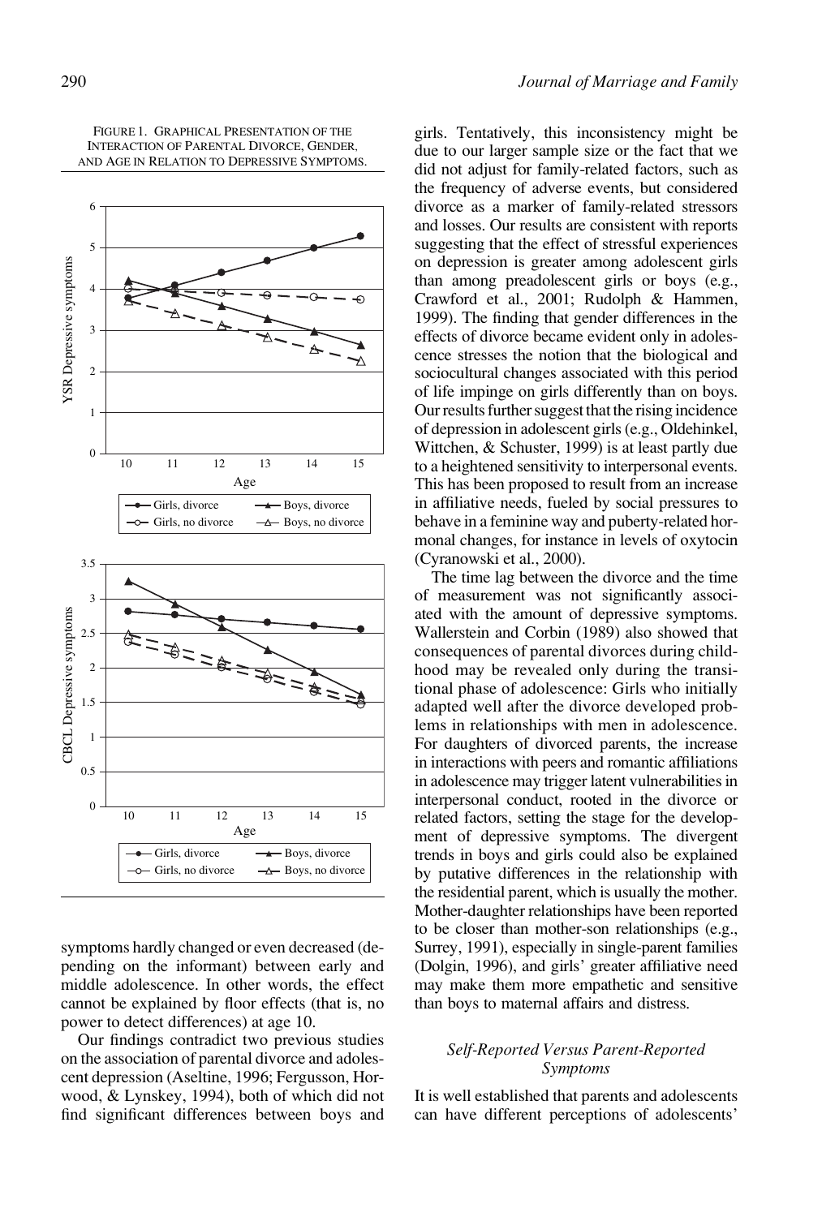FIGURE 1. GRAPHICAL PRESENTATION OF THE INTERACTION OF PARENTAL DIVORCE, GENDER, AND AGE IN RELATION TO DEPRESSIVE SYMPTOMS.

symptoms hardly changed or even decreased (depending on the informant) between early and middle adolescence. In other words, the effect cannot be explained by floor effects (that is, no power to detect differences) at age 10.

Our findings contradict two previous studies on the association of parental divorce and adolescent depression (Aseltine, 1996; Fergusson, Horwood, & Lynskey, 1994), both of which did not find significant differences between boys and girls. Tentatively, this inconsistency might be due to our larger sample size or the fact that we did not adjust for family-related factors, such as the frequency of adverse events, but considered divorce as a marker of family-related stressors and losses. Our results are consistent with reports suggesting that the effect of stressful experiences on depression is greater among adolescent girls than among preadolescent girls or boys (e.g., Crawford et al., 2001; Rudolph & Hammen, 1999). The finding that gender differences in the effects of divorce became evident only in adolescence stresses the notion that the biological and sociocultural changes associated with this period of life impinge on girls differently than on boys. Our results further suggest that the rising incidence of depression in adolescent girls (e.g., Oldehinkel, Wittchen, & Schuster, 1999) is at least partly due to a heightened sensitivity to interpersonal events. This has been proposed to result from an increase in affiliative needs, fueled by social pressures to behave in a feminine way and puberty-related hormonal changes, for instance in levels of oxytocin (Cyranowski et al., 2000).

The time lag between the divorce and the time of measurement was not significantly associated with the amount of depressive symptoms. Wallerstein and Corbin (1989) also showed that consequences of parental divorces during childhood may be revealed only during the transitional phase of adolescence: Girls who initially adapted well after the divorce developed problems in relationships with men in adolescence. For daughters of divorced parents, the increase in interactions with peers and romantic affiliations in adolescence may trigger latent vulnerabilities in interpersonal conduct, rooted in the divorce or related factors, setting the stage for the development of depressive symptoms. The divergent trends in boys and girls could also be explained by putative differences in the relationship with the residential parent, which is usually the mother. Mother-daughter relationships have been reported to be closer than mother-son relationships (e.g., Surrey, 1991), especially in single-parent families (Dolgin, 1996), and girls' greater affiliative need may make them more empathetic and sensitive than boys to maternal affairs and distress.

### *Self-Reported Versus Parent-Reported Symptoms*

It is well established that parents and adolescents can have different perceptions of adolescents'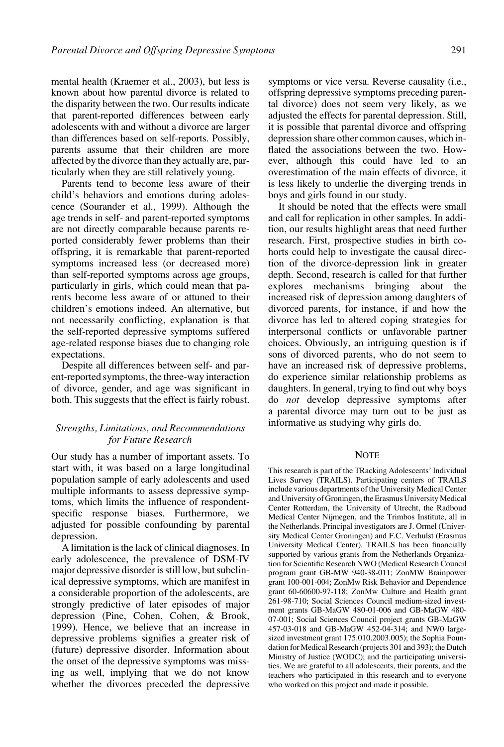mental health (Kraemer et al., 2003), but less is known about how parental divorce is related to the disparity between the two. Our results indicate that parent-reported differences between early adolescents with and without a divorce are larger than differences based on self-reports. Possibly, parents assume that their children are more affected by the divorce than they actually are, particularly when they are still relatively young.

Parents tend to become less aware of their child's behaviors and emotions during adolescence (Sourander et al., 1999). Although the age trends in self- and parent-reported symptoms are not directly comparable because parents reported considerably fewer problems than their offspring, it is remarkable that parent-reported symptoms increased less (or decreased more) than self-reported symptoms across age groups, particularly in girls, which could mean that parents become less aware of or attuned to their children's emotions indeed. An alternative, but not necessarily conflicting, explanation is that the self-reported depressive symptoms suffered age-related response biases due to changing role expectations.

Despite all differences between self- and parent-reported symptoms, the three-way interaction of divorce, gender, and age was significant in both. This suggests that the effect is fairly robust.

### *Strengths, Limitations, and Recommendations for Future Research*

Our study has a number of important assets. To start with, it was based on a large longitudinal population sample of early adolescents and used multiple informants to assess depressive symptoms, which limits the influence of respondent-specific response biases. Furthermore, we adjusted for possible confounding by parental depression.

A limitation is the lack of clinical diagnoses. In early adolescence, the prevalence of DSM-IV major depressive disorder is still low, but subclinical depressive symptoms, which are manifest in a considerable proportion of the adolescents, are strongly predictive of later episodes of major depression (Pine, Cohen, Cohen, & Brook, 1999). Hence, we believe that an increase in depressive problems signifies a greater risk of (future) depressive disorder. Information about the onset of the depressive symptoms was missing as well, implying that we do not know whether the divorces preceded the depressive symptoms or vice versa. Reverse causality (i.e., offspring depressive symptoms preceding parental divorce) does not seem very likely, as we adjusted the effects for parental depression. Still, it is possible that parental divorce and offspring depression share other common causes, which inflated the associations between the two. However, although this could have led to an overestimation of the main effects of divorce, it is less likely to underlie the diverging trends in boys and girls found in our study.

It should be noted that the effects were small and call for replication in other samples. In addition, our results highlight areas that need further research. First, prospective studies in birth cohorts could help to investigate the causal direction of the divorce-depression link in greater depth. Second, research is called for that further explores mechanisms bringing about the increased risk of depression among daughters of divorced parents, for instance, if and how the divorce has led to altered coping strategies for interpersonal conflicts or unfavorable partner choices. Obviously, an intriguing question is if sons of divorced parents, who do not seem to have an increased risk of depressive problems, do experience similar relationship problems as daughters. In general, trying to find out why boys do *not* develop depressive symptoms after a parental divorce may turn out to be just as informative as studying why girls do.

## NOTE

This research is part of the TRacking Adolescents' Individual Lives Survey (TRAILS). Participating centers of TRAILS include various departments of the University Medical Center and University of Groningen, the Erasmus University Medical Center Rotterdam, the University of Utrecht, the Radboud Medical Center Nijmegen, and the Trimbos Institute, all in the Netherlands. Principal investigators are J. Ormel (University Medical Center Groningen) and F.C. Verhulst (Erasmus University Medical Center). TRAILS has been financially supported by various grants from the Netherlands Organization for Scientific Research NWO (Medical Research Council program grant GB-MW 940-38-011; ZonMW Brainpower grant 100-001-004; ZonMw Risk Behavior and Dependence grant 60-60600-97-118; ZonMw Culture and Health grant 261-98-710; Social Sciences Council medium-sized investment grants GB-MaGW 480-01-006 and GB-MaGW 480-07-001; Social Sciences Council project grants GB-MaGW 457-03-018 and GB-MaGW 452-04-314; and NW0 large-sized investment grant 175.010.2003.005); the Sophia Foundation for Medical Research (projects 301 and 393); the Dutch Ministry of Justice (WODC); and the participating universities. We are grateful to all adolescents, their parents, and the teachers who participated in this research and to everyone who worked on this project and made it possible.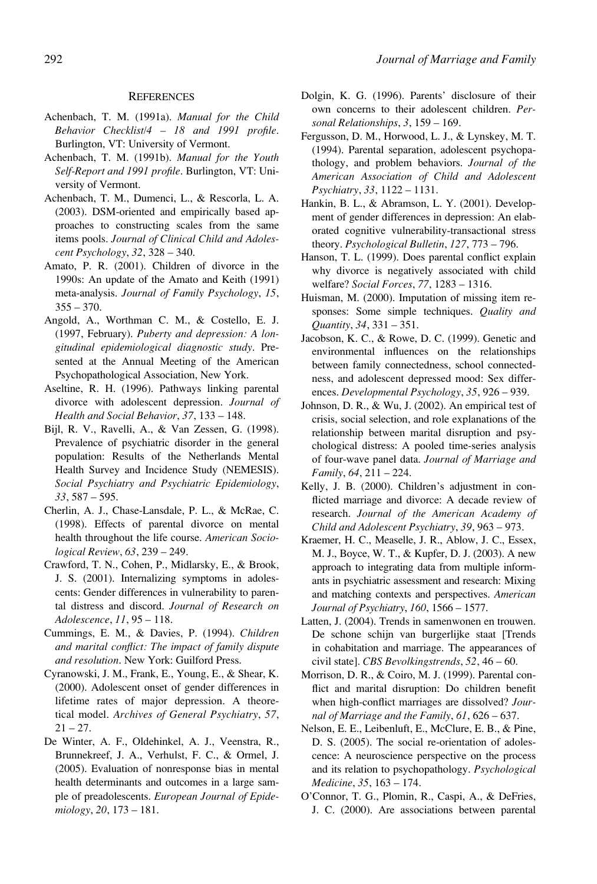## References

Achenbach, T. M. (1991a). *Manual for the Child Behavior Checklist/4 – 18 and 1991 profile*. Burlington, VT: University of Vermont.

Achenbach, T. M. (1991b). *Manual for the Youth Self-Report and 1991 profile*. Burlington, VT: University of Vermont.

Achenbach, T. M., Dumenci, L., & Rescorla, L. A. (2003). DSM-oriented and empirically based approaches to constructing scales from the same items pools. *Journal of Clinical Child and Adolescent Psychology*, *32*, 328 – 340.

Amato, P. R. (2001). Children of divorce in the 1990s: An update of the Amato and Keith (1991) meta-analysis. *Journal of Family Psychology*, *15*, 355 – 370.

Angold, A., Worthman C. M., & Costello, E. J. (1997, February). *Puberty and depression: A longitudinal epidemiological diagnostic study*. Presented at the Annual Meeting of the American Psychopathological Association, New York.

Aseltine, R. H. (1996). Pathways linking parental divorce with adolescent depression. *Journal of Health and Social Behavior*, *37*, 133 – 148.

Bijl, R. V., Ravelli, A., & Van Zessen, G. (1998). Prevalence of psychiatric disorder in the general population: Results of the Netherlands Mental Health Survey and Incidence Study (NEMESIS). *Social Psychiatry and Psychiatric Epidemiology*, *33*, 587 – 595.

Cherlin, A. J., Chase-Lansdale, P. L., & McRae, C. (1998). Effects of parental divorce on mental health throughout the life course. *American Sociological Review*, *63*, 239 – 249.

Crawford, T. N., Cohen, P., Midlarsky, E., & Brook, J. S. (2001). Internalizing symptoms in adolescents: Gender differences in vulnerability to parental distress and discord. *Journal of Research on Adolescence*, *11*, 95 – 118.

Cummings, E. M., & Davies, P. (1994). *Children and marital conflict: The impact of family dispute and resolution*. New York: Guilford Press.

Cyranowski, J. M., Frank, E., Young, E., & Shear, K. (2000). Adolescent onset of gender differences in lifetime rates of major depression. A theoretical model. *Archives of General Psychiatry*, *57*, 21 – 27.

De Winter, A. F., Oldehinkel, A. J., Veenstra, R., Brunnekreef, J. A., Verhulst, F. C., & Ormel, J. (2005). Evaluation of nonresponse bias in mental health determinants and outcomes in a large sample of preadolescents. *European Journal of Epidemiology*, *20*, 173 – 181.

Dolgin, K. G. (1996). Parents' disclosure of their own concerns to their adolescent children. *Personal Relationships*, *3*, 159 – 169.

Fergusson, D. M., Horwood, L. J., & Lynskey, M. T. (1994). Parental separation, adolescent psychopathology, and problem behaviors. *Journal of the American Association of Child and Adolescent Psychiatry*, *33*, 1122 – 1131.

Hankin, B. L., & Abramson, L. Y. (2001). Development of gender differences in depression: An elaborated cognitive vulnerability-transactional stress theory. *Psychological Bulletin*, *127*, 773 – 796.

Hanson, T. L. (1999). Does parental conflict explain why divorce is negatively associated with child welfare? *Social Forces*, *77*, 1283 – 1316.

Huisman, M. (2000). Imputation of missing item responses: Some simple techniques. *Quality and Quantity*, *34*, 331 – 351.

Jacobson, K. C., & Rowe, D. C. (1999). Genetic and environmental influences on the relationships between family connectedness, school connectedness, and adolescent depressed mood: Sex differences. *Developmental Psychology*, *35*, 926 – 939.

Johnson, D. R., & Wu, J. (2002). An empirical test of crisis, social selection, and role explanations of the relationship between marital disruption and psychological distress: A pooled time-series analysis of four-wave panel data. *Journal of Marriage and Family*, *64*, 211 – 224.

Kelly, J. B. (2000). Children's adjustment in conflicted marriage and divorce: A decade review of research. *Journal of the American Academy of Child and Adolescent Psychiatry*, *39*, 963 – 973.

Kraemer, H. C., Measelle, J. R., Ablow, J. C., Essex, M. J., Boyce, W. T., & Kupfer, D. J. (2003). A new approach to integrating data from multiple informants in psychiatric assessment and research: Mixing and matching contexts and perspectives. *American Journal of Psychiatry*, *160*, 1566 – 1577.

Latten, J. (2004). Trends in samenwonen en trouwen. De schone schijn van burgerlijke staat [Trends in cohabitation and marriage. The appearances of civil state]. *CBS Bevolkingstrends*, *52*, 46 – 60.

Morrison, D. R., & Coiro, M. J. (1999). Parental conflict and marital disruption: Do children benefit when high-conflict marriages are dissolved? *Journal of Marriage and the Family*, *61*, 626 – 637.

Nelson, E. E., Leibenluft, E., McClure, E. B., & Pine, D. S. (2005). The social re-orientation of adolescence: A neuroscience perspective on the process and its relation to psychopathology. *Psychological Medicine*, *35*, 163 – 174.

O'Connor, T. G., Plomin, R., Caspi, A., & DeFries, J. C. (2000). Are associations between parental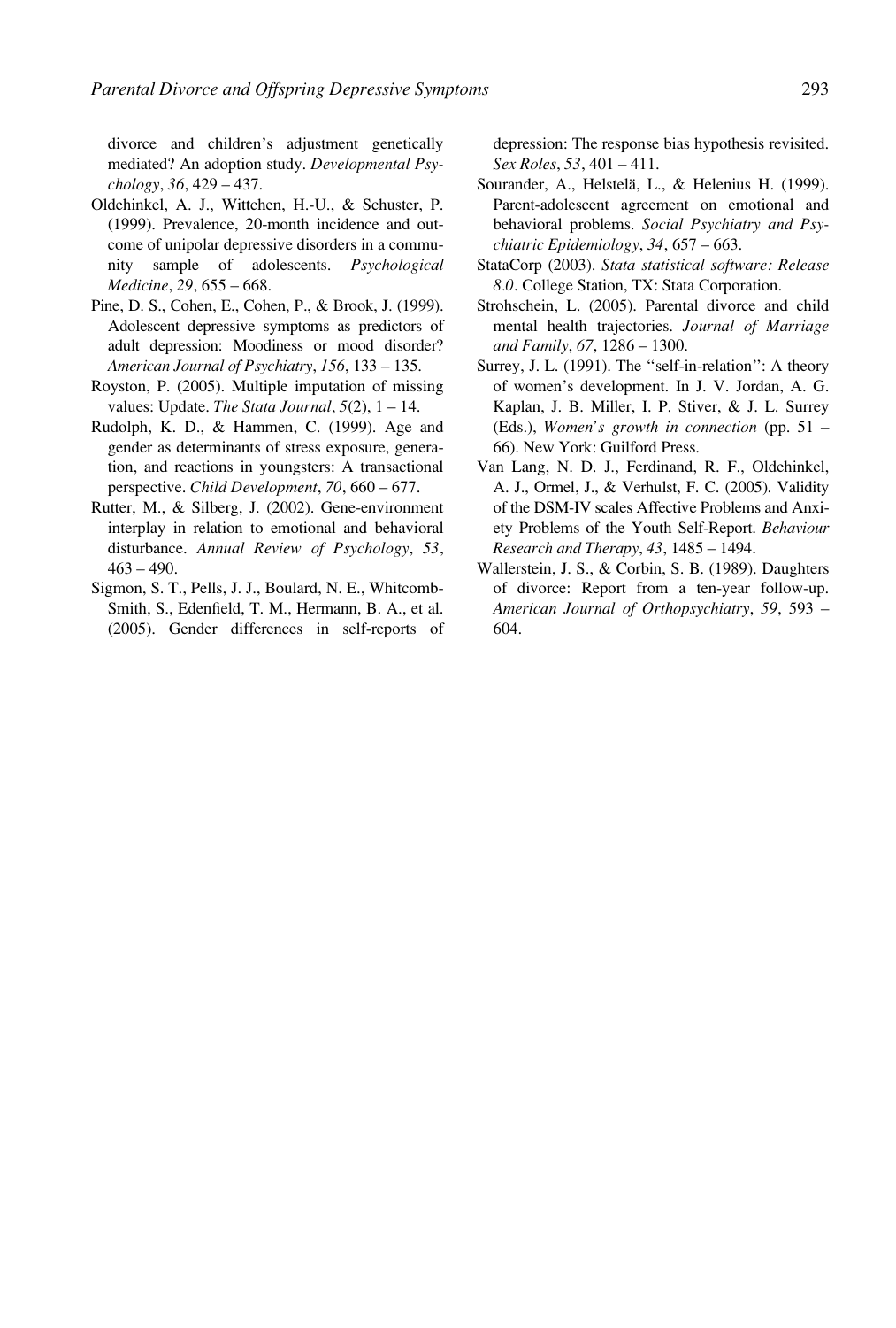divorce and children's adjustment genetically mediated? An adoption study. *Developmental Psychology*, *36*, 429 – 437.

Oldehinkel, A. J., Wittchen, H.-U., & Schuster, P. (1999). Prevalence, 20-month incidence and outcome of unipolar depressive disorders in a community sample of adolescents. *Psychological Medicine*, *29*, 655 – 668.

Pine, D. S., Cohen, E., Cohen, P., & Brook, J. (1999). Adolescent depressive symptoms as predictors of adult depression: Moodiness or mood disorder? *American Journal of Psychiatry*, *156*, 133 – 135.

Royston, P. (2005). Multiple imputation of missing values: Update. *The Stata Journal*, *5*(2), 1 – 14.

Rudolph, K. D., & Hammen, C. (1999). Age and gender as determinants of stress exposure, generation, and reactions in youngsters: A transactional perspective. *Child Development*, *70*, 660 – 677.

Rutter, M., & Silberg, J. (2002). Gene-environment interplay in relation to emotional and behavioral disturbance. *Annual Review of Psychology*, *53*, 463 – 490.

Sigmon, S. T., Pells, J. J., Boulard, N. E., Whitcomb-Smith, S., Edenfield, T. M., Hermann, B. A., et al. (2005). Gender differences in self-reports of depression: The response bias hypothesis revisited. *Sex Roles*, *53*, 401 – 411.

Sourander, A., Helstelä, L., & Helenius H. (1999). Parent-adolescent agreement on emotional and behavioral problems. *Social Psychiatry and Psychiatric Epidemiology*, *34*, 657 – 663.

StataCorp (2003). *Stata statistical software: Release 8.0*. College Station, TX: Stata Corporation.

Strohschein, L. (2005). Parental divorce and child mental health trajectories. *Journal of Marriage and Family*, *67*, 1286 – 1300.

Surrey, J. L. (1991). The ''self-in-relation'': A theory of women's development. In J. V. Jordan, A. G. Kaplan, J. B. Miller, I. P. Stiver, & J. L. Surrey (Eds.), *Women's growth in connection* (pp. 51 – 66). New York: Guilford Press.

Van Lang, N. D. J., Ferdinand, R. F., Oldehinkel, A. J., Ormel, J., & Verhulst, F. C. (2005). Validity of the DSM-IV scales Affective Problems and Anxiety Problems of the Youth Self-Report. *Behaviour Research and Therapy*, *43*, 1485 – 1494.

Wallerstein, J. S., & Corbin, S. B. (1989). Daughters of divorce: Report from a ten-year follow-up. *American Journal of Orthopsychiatry*, *59*, 593 – 604.